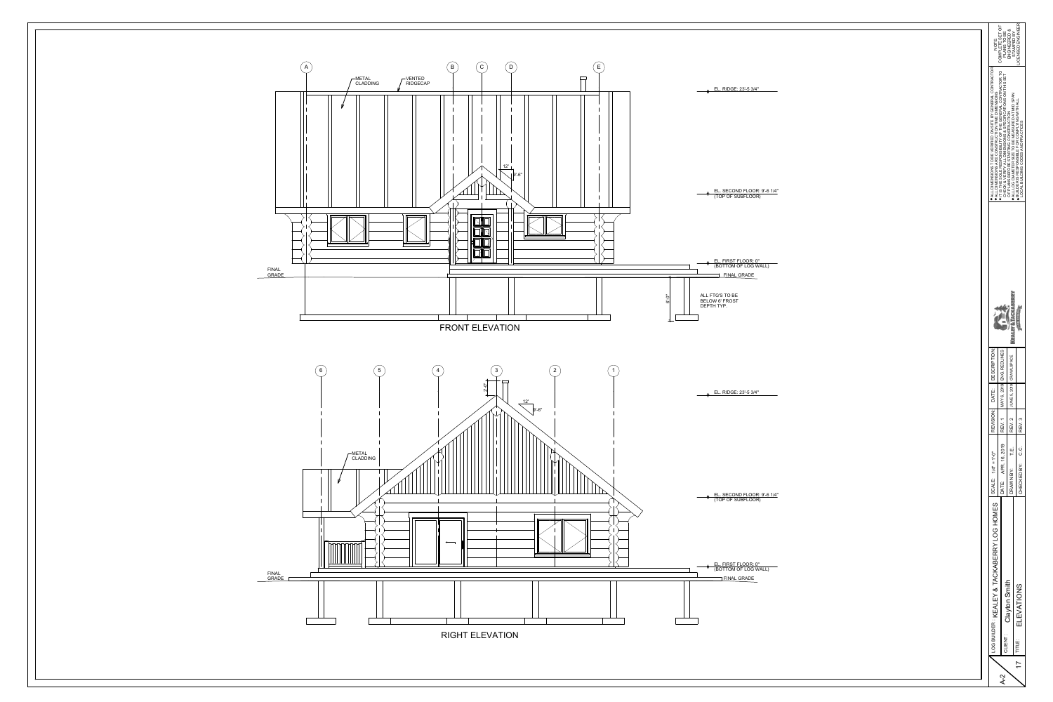## FRONT ELEVATION

A B C D E

- METAL CLADDING
- VENTED RIDGECAP
- 12' / 8'-6"
- EL. RIDGE: 23'-5 3/4"
- EL. SECOND FLOOR: 9'-6 1/4" (TOP OF SUBFLOOR)
- EL. FIRST FLOOR: 0" (BOTTOM OF LOG WALL)
- FINAL GRADE
- 6'-0"
- ALL FTG'S TO BE BELOW 6' FROST DEPTH TYP.

## RIGHT ELEVATION

6 5 4 3 2 1

- METAL CLADDING
- 2'-0"
- 12' / 8'-6"
- EL. RIDGE: 23'-5 3/4"
- EL. SECOND FLOOR: 9'-6 1/4" (TOP OF SUBFLOOR)
- EL. FIRST FLOOR: 0" (BOTTOM OF LOG WALL)
- FINAL GRADE

---

NOTE:
COMPLETE SET OF PLANS TO BE ENGINEERED & STAMPED BY A LICENSED ENGINEER

- ALL DIMENSIONS TO BE VERIFIED ON-SITE BY GENERAL CONTRACTOR.
- ALL DIMENSIONS ARE CONSTRUCTION TIME DIMENSIONS.
- IT IS THE SOLE RESPONSIBILITY OF THE GENERAL CONTRACTOR TO CHECK & VERIFY ALL DIMENSIONS & SPECIFICATIONS ON THIS SET OF PLANS BEFORE STARTING CONSTRUCTION.
- ALL LOG DIAMETERS ARE TO BE MEASURED AT THE TOP.
- BUILDER IS RESPONSIBLE FOR COMPLYING WITH ALL LOCAL BUILDING CODES AND PRACTICES.

| REVISION | DATE | DESCRIPTION |
|---|---|---|
| REV. 1 | MAY 6, 2019 | BH'S REQUIRES |
| REV. 2 | JUNE 5, 2019 | CRAWLSPACE |
| REV. 3 | | |

KEALEY & TACKABERRY

| | |
|---|---|
| LOG BUILDER: | KEALEY & TACKABERRY LOG HOMES |
| CLIENT: | Claybon Smith |
| TITLE: | ELEVATIONS |
| SCALE: | 1/4" = 1'-0" |
| DATE: | APR. 16, 2019 |
| DRAWN BY: | T.E. |
| CHECKED BY: | C.C. |

A-2

17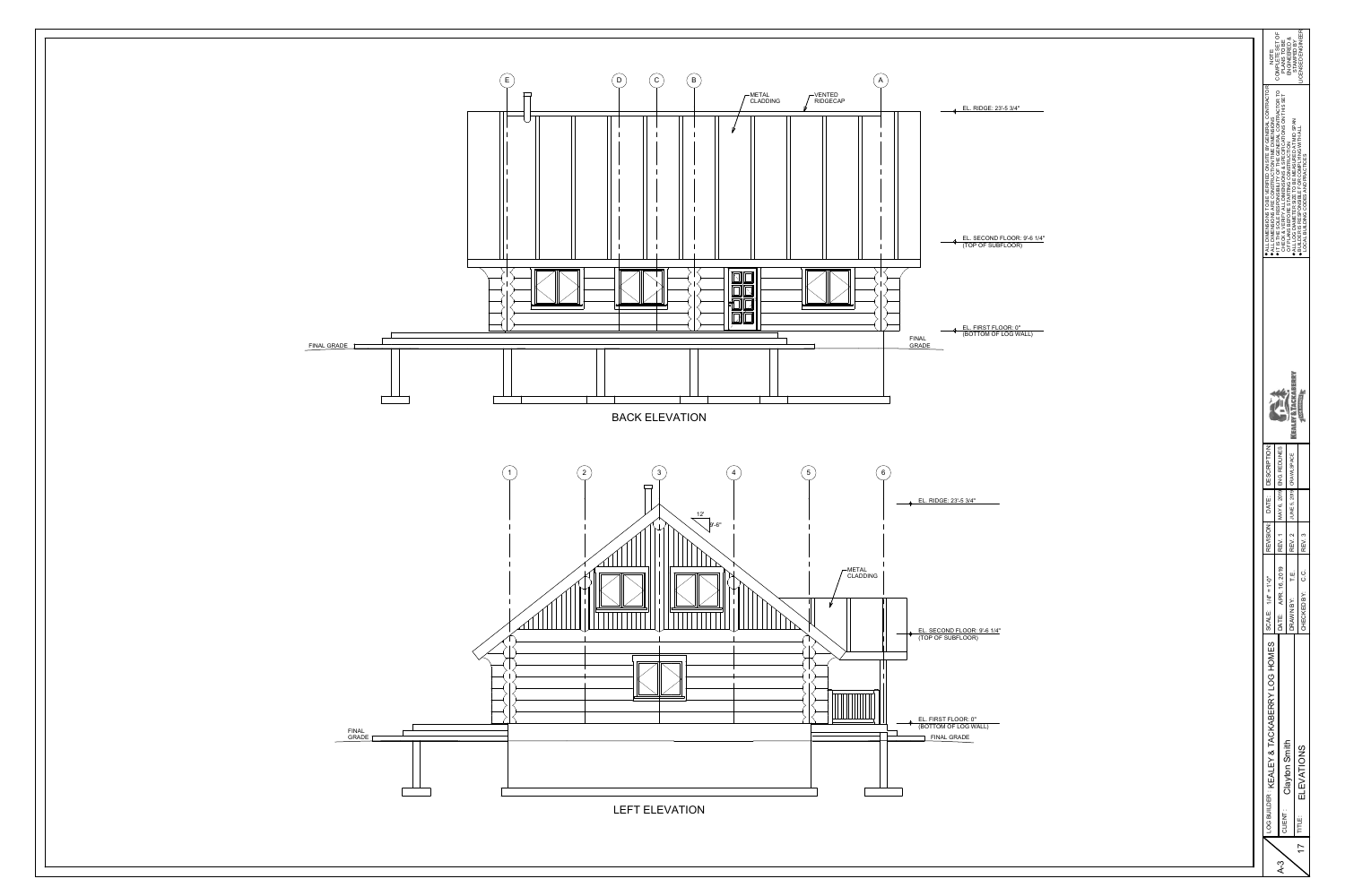## BACK ELEVATION

E D C B A

METAL CLADDING

VENTED RIDGECAP

EL. RIDGE: 23'-5 3/4"

EL. SECOND FLOOR: 9'-6 1/4" (TOP OF SUBFLOOR)

EL. FIRST FLOOR: 0" (BOTTOM OF LOG WALL)

FINAL GRADE

FINAL GRADE

## LEFT ELEVATION

1 2 3 4 5 6

12'

9'-6"

EL. RIDGE: 23'-5 3/4"

METAL CLADDING

EL. SECOND FLOOR: 9'-6 1/4" (TOP OF SUBFLOOR)

EL. FIRST FLOOR: 0" (BOTTOM OF LOG WALL)

FINAL GRADE

FINAL GRADE

---

NOTE: COMPLETE SET OF PLANS TO BE ENGINEERED & STAMPED BY A LICENSED ENGINEER

- ALL DIMENSIONS TO BE VERIFIED ON-SITE BY GENERAL CONTRACTOR
- ALL DIMENSIONS ARE CONSTRUCTION TIME DIMENSIONS
- IT IS THE SOLE RESPONSIBILITY OF THE GENERAL CONTRACTOR TO CHECK & VERIFY ALL DIMENSIONS & SPECIFICATIONS ON THIS SET OF PLANS PRIOR TO STARTING CONSTRUCTION
- ALL LOG DIAMETERS ARE TO BE MEASURED AT MID SPAN
- BUILDER IS RESPONSIBLE FOR COMPLYING WITH ALL LOCAL BUILDING CODES AND PRACTICES

| REVISION | DATE | DESCRIPTION |
|---|---|---|
| REV. 1 | MAY 6, 2019 | ENG REQUIRES |
| REV. 2 | JUNE 5, 2019 | CRAWLSPACE |
| REV. 3 | | |

KEALEY & TACKABERRY

| | |
|---|---|
| LOG BUILDER: | KEALEY & TACKABERRY LOG HOMES |
| CLIENT: | Claybon Smith |
| TITLE: | ELEVATIONS |
| SCALE: | 1/4" = 1'-0" |
| DATE: | APR. 16, 2019 |
| DRAWN BY: | T.E. |
| CHECKED BY: | C.C. |

A-3

17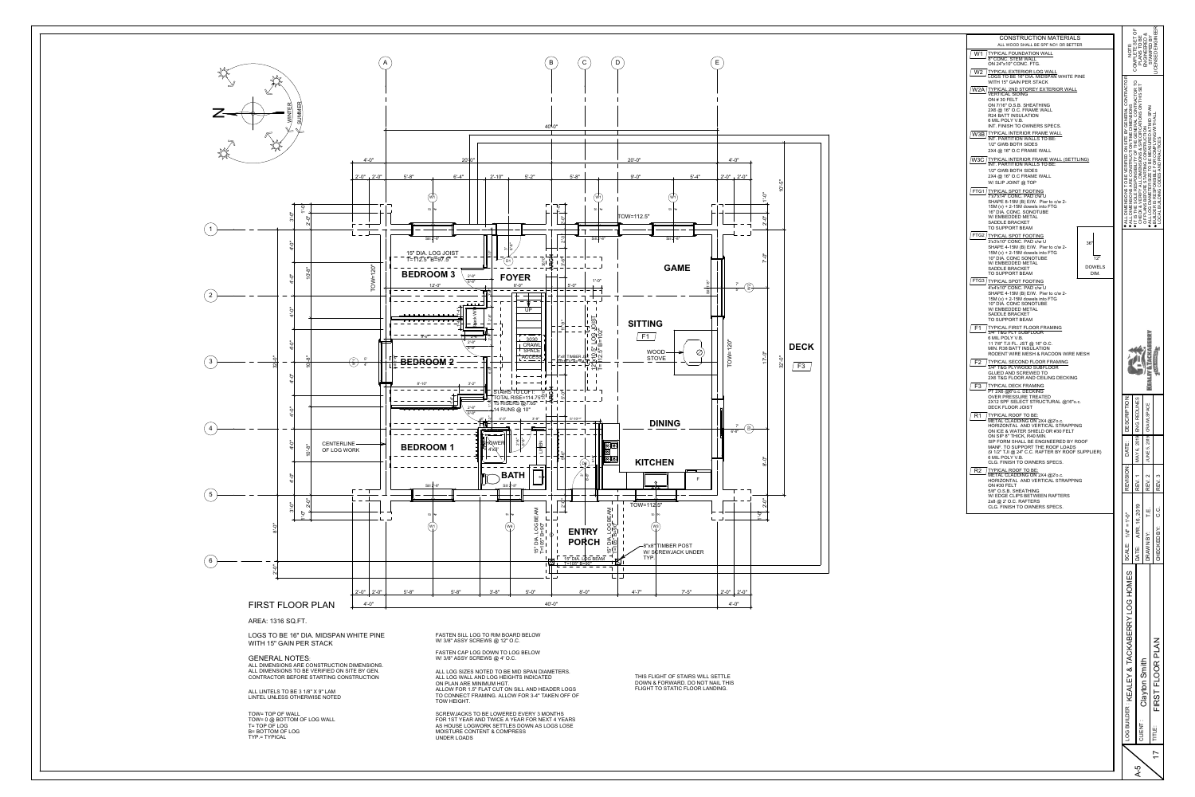# FIRST FLOOR PLAN

AREA: 1316 SQ.FT.

LOGS TO BE 16" DIA. MIDSPAN WHITE PINE WITH 15" GAIN PER STACK

GENERAL NOTES:
ALL DIMENSIONS ARE CONSTRUCTION DIMENSIONS.
ALL DIMENSIONS TO BE VERIFIED ON SITE BY GEN. CONTRACTOR BEFORE STARTING CONSTRUCTION

ALL LINTELS TO BE 3 1/8" X 9" LAM LINTEL UNLESS OTHERWISE NOTED

TOW= TOP OF WALL
TOW= 0 @ BOTTOM OF LOG WALL
T= TOP OF LOG
B= BOTTOM OF LOG
TYP.= TYPICAL

FASTEN SILL LOG TO RIM BOARD BELOW W/ 3/8" ASSY SCREWS @ 12" O.C.

FASTEN CAP LOG DOWN TO LOG BELOW W/ 3/8" ASSY SCREWS @ 4' O.C.

ALL LOG SIZES NOTED TO BE MID SPAN DIAMETERS. ALL LOG WALL AND LOG HEIGHTS INDICATED ON PLAN ARE MINIMUM HGT.
ALLOW FOR 1.5" FLAT CUT ON SILL AND HEADER LOGS TO CONNECT FRAMING. ALLOW FOR 3-4" TAKEN OFF OF TOW HEIGHT.

SCREWJACKS TO BE LOWERED EVERY 3 MONTHS FOR 1ST YEAR AND TWICE A YEAR FOR NEXT 4 YEARS AS HOUSE LOGWORK SETTLES DOWN AS LOGS LOSE MOISTURE CONTENT & COMPRESS UNDER LOADS

THIS FLIGHT OF STAIRS WILL SETTLE DOWN & FORWARD. DO NOT NAIL THIS FLIGHT TO STATIC FLOOR LANDING.

Plan labels: BEDROOM 3, FOYER, GAME, BEDROOM 2, SITTING, DECK, BEDROOM 1, DINING, KITCHEN, BATH, ENTRY PORCH, WOOD STOVE, CENTERLINE OF LOG WORK, TOW=112.5", TOW=120", 15" DIA. LOG JOIST T=112.5" B=97.5", 3030 CRAWL SPACE ACCESS, STAIRS TO LOFT: TOTAL RISE=114.75", 15 RISERS @ 7.65", 14 RUNS @ 10", 15" DIA. LOGBEAM T=109" B=94", 15" DIA. LOG BEAM, 8"x8" TIMBER POST W/ SCREWJACK UNDER TYP., 40'-0", 32'-0", N, WINTER, SUMMER

## CONSTRUCTION MATERIALS

ALL WOOD SHALL BE SPF NO1 OR BETTER

**W1** TYPICAL FOUNDATION WALL
8" CONC. STEM WALL
ON 24"x10" CONC. FTG.

**W2** TYPICAL EXTERIOR LOG WALL
LOGS TO BE 16" DIA. MIDSPAN WHITE PINE WITH 15" GAIN PER STACK

**W2A** TYPICAL 2ND STOREY EXTERIOR WALL
VERTICAL SIDING
ON # 30 FELT
ON 7/16" O.S.B. SHEATHING
2X6 @ 16" O.C. FRAME WALL
R24 BATT INSULATION
6 MIL POLY V.B.
INT. FINISH TO OWNERS SPECS.

**W3B** TYPICAL INTERIOR FRAME WALL
INT. PARTITION WALLS TO BE:
1/2" GWB BOTH SIDES
2X4 @ 16" O.C FRAME WALL

**W3C** TYPICAL INTERIOR FRAME WALL (SETTLING)
INT. PARTITION WALLS TO BE:
1/2" GWB BOTH SIDES
2X4 @ 16" O.C FRAME WALL
W/ SLIP JOINT @ TOP

**FTG1** TYPICAL SPOT FOOTING
4'x4'x14" CONC. PAD c/w U SHAPE 6-15M (B) E/W. Pier to c/w 2-15M (v) + 2-15M dowels into FTG
16" DIA. CONC SONOTUBE
W/ EMBEDDED METAL SADDLE BRACKET TO SUPPORT BEAM

**FTG2** TYPICAL SPOT FOOTING
3'x3'x10" CONC. PAD c/w U SHAPE 4-15M (B) E/W. Pier to c/w 2-15M (v) + 2-15M dowels into FTG
10" DIA. CONC SONOTUBE
W/ EMBEDDED METAL SADDLE BRACKET TO SUPPORT BEAM

36" / 12" DOWELS DIM.

**FTG3** TYPICAL SPOT FOOTING
4'x4'x10" CONC. PAD c/w U SHAPE 4-15M (B) E/W. Pier to c/w 2-15M (v) + 2-15M dowels into FTG
10" DIA. CONC SONOTUBE
W/ EMBEDDED METAL SADDLE BRACKET TO SUPPORT BEAM

**F1** TYPICAL FIRST FLOOR FRAMING
3/4" T&G PLY SUBFLOOR
6 MIL POLY V.B.
11 7/8" TJI PL. JST @ 16" O.C.
MIN. R38 BATT INSULATION
RODENT WIRE MESH & RACOON WIRE MESH

**F2** TYPICAL SECOND FLOOR FRAMING
3/4" T&G PLYWOOD SUBFLOOR
GLUED AND SCREWED TO
2X6 T&G FLOOR AND CEILING DECKING

**F3** TYPICAL DECK FRAMING
PT 2X6 @6"o.c. DECKING
OVER PRESSURE TREATED
2X12 SPF SELECT STRUCTURAL @16"o.c.
DECK FLOOR JOIST

**R1** TYPICAL ROOF TO BE:
METAL CLADDING ON 2X4 @2'o.c.
HORIZONTAL AND VERTICAL STRAPPING
ON ICE & WATER SHIELD OR #30 FELT
ON SIP 8" THICK, R40 MIN.
SIP FORM SHALL BE ENGINEERED BY ROOF MANF. TO SUPPORT THE ROOF LOADS
(9 1/2" TJI @ 24" C.C. RAFTER BY ROOF SUPPLIER)
6 MIL POLY V.B.
CLG. FINISH TO OWNERS SPECS.

**R2** TYPICAL ROOF TO BE:
METAL CLADDING ON 2X4 @2'o.c.
HORIZONTAL AND VERTICAL STRAPPING
ON #30 FELT
5/8" O.S.B. SHEATHING
W/ EDGE CLIPS BETWEEN RAFTERS
2x8 @ 2' O.C. RAFTERS
CLG. FINISH TO OWNERS SPECS.

NOTE: COMPLETE SET OF PLANS TO BE ENGINEERED & STAMPED BY LICENSED ENGINEER

- ALL DIMENSIONS TO BE VERIFIED ON SITE BY GENERAL CONTRACTOR
- ALL DIMENSIONS ARE CONSTRUCTION TIME DIMENSIONS
- IT IS THE RESPONSIBILITY OF THE GENERAL CONTRACTOR TO CHECK & VERIFY ALL DIMENSIONS & SPECIFICATIONS ON THIS SET OF PLANS BEFORE STARTING CONSTRUCTION
- ALL LOG DIAMETERS ARE MIDSPAN
- BUILDER IS RESPONSIBLE FOR COMPLYING WITH ALL LOCAL BUILDING CODES AND PRACTICES

| REVISION | DATE | DESCRIPTION |
|---|---|---|
| REV. 1 | MAY 6, 2019 | SHU REQUIRES |
| REV. 2 | JUNE 5, 2019 | CRAWLSPACE |
| REV. 3 | | |

| | |
|---|---|
| SCALE: | 1/4" = 1'-0" |
| DATE: | APR. 16, 2019 |
| DRAWN BY: | T.E. |
| CHECKED BY: | C.C. |
| LOG BUILDER: | KEALEY & TACKABERRY LOG HOMES |
| CLIENT: | Clayton Smith |
| TITLE: | FIRST FLOOR PLAN |

A-5 17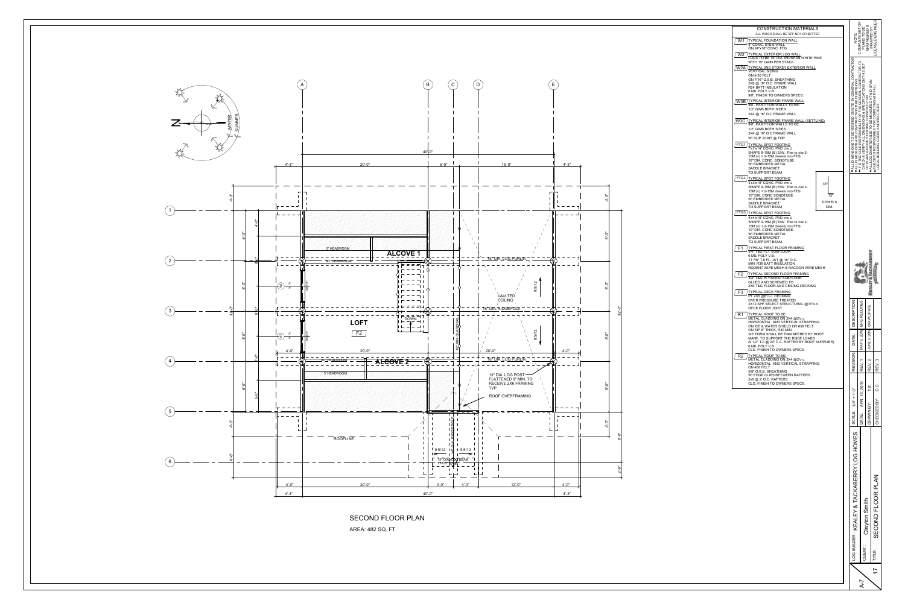# SECOND FLOOR PLAN

AREA: 482 SQ. FT.

ALCOVE 1

LOFT

F2

ALCOVE 2

5' HEADROOM

DOWN

VAULTED CEILING

16" DIA. LOG PURLIN

16" DIA. RIDGEPOLE

13" DIA. LOG POST FLATTENED 9" MIN. TO RECEIVE 2X6 FRAMING TYP.

ROOF OVERFRAMING

ROOFLINE

9.5/12

40'-0"

4'-3" | 20'-0" | 5'-0" | 15'-0" | 4'-3"

4'-0" | 20'-0" | 4'-0" | 4'-0" | 12'-0" | 4'-0"

4'-3" | 40'-0" | 4'-3"

32'-0"

WINTER

SUMMER

N

## CONSTRUCTION MATERIALS

ALL WOOD SHALL BE SPF NO1 OR BETTER

**W1** TYPICAL FOUNDATION WALL
8" CONC. STEM WALL
ON 24"x10" CONC. FTG.

**W2** TYPICAL EXTERIOR LOG WALL
LOGS TO BE 16" DIA. MIDSPAN WHITE PINE
WITH 15" GAIN PER STACK

**W2A** TYPICAL 2ND STOREY EXTERIOR WALL
VERTICAL SIDING
ON # 30 FELT
ON 7/16" O.S.B. SHEATHING
2X6 @ 16" O.C. FRAME WALL
R24 BATT INSULATION
6 MIL POLY V.B.
INT. FINISH TO OWNERS SPECS.

**W3B** TYPICAL INTERIOR FRAME WALL
INT. PARTITION WALLS TO BE:
1/2" GWB BOTH SIDES
2X4 @ 16" O.C FRAME WALL

**W3C** TYPICAL INTERIOR FRAME WALL (SETTLING)
INT. PARTITION WALLS TO BE:
1/2" GWB BOTH SIDES
2X4 @ 16" O.C FRAME WALL
W/ SLIP JOINT @ TOP

**FTG1** TYPICAL SPOT FOOTING
4'x7'x14" CONC. PAD c/w U
SHAPE 6-15M (B) E/W. Pier to c/w 2-
15M (v) + 2-15M dowels into FTG
16" DIA. CONC. SONOTUBE
W/ EMBEDDED METAL
SADDLE BRACKET
TO SUPPORT BEAM

**FTG2** TYPICAL SPOT FOOTING
3'x3'x10" CONC. PAD c/w U
SHAPE 4-15M (B) E/W. Pier to c/w 2-
15M (v) + 2-15M dowels into FTG
10" DIA. CONC SONOTUBE
W/ EMBEDDED METAL
SADDLE BRACKET
TO SUPPORT BEAM

36" / 12" DOWELS DIM.

**FTG3** TYPICAL SPOT FOOTING
4'x4'x10" CONC. PAD c/w U
SHAPE 4-15M (B) E/W. Pier to c/w 2-
15M (v) + 2-15M dowels into FTG
10" DIA. CONC SONOTUBE
W/ EMBEDDED METAL
SADDLE BRACKET
TO SUPPORT BEAM

**F1** TYPICAL FIRST FLOOR FRAMING
3/4" T&G PLY SUBFLOOR
6 MIL POLY V.B.
11 7/8" TJI PL. JST @ 16" O.C.
MIN. R38 BATT INSULATION
RODENT WIRE MESH & RACOON WIRE MESH

**F2** TYPICAL SECOND FLOOR FRAMING
3/4" T&G PLYWOOD SUBFLOOR
GLUED AND SCREWED TO
2X6 T&G FLOOR AND CEILING DECKING

**F3** TYPICAL DECK FRAMING
PT 2X6 @6"o.c. DECKING
OVER PRESSURE TREATED
2X12 SPF SELECT STRUCTURAL @16"o.c.
DECK FLOOR JOIST

**R1** TYPICAL ROOF TO BE:
METAL CLADDING ON 2X4 @2'o.c.
HORIZONTAL AND VERTICAL STRAPPING
ON ICE & WATER SHIELD OR #30 FELT
ON SIP 8" THICK, R40 MIN.
SIP FORM SHALL BE ENGINEERED BY ROOF
MANF. TO SUPPORT THE ROOF LOADS
(9 1/2" TJI @ 24" C.C. RAFTER BY ROOF SUPPLIER)
6 MIL POLY V.B.
CLG. FINISH TO OWNERS SPECS.

**R2** TYPICAL ROOF TO BE:
METAL CLADDING ON 2X4 @2'o.c.
HORIZONTAL AND VERTICAL STRAPPING
ON #30 FELT
5/8" O.S.B. SHEATHING
W/ EDGE CLIPS BETWEEN RAFTERS
2x8 @ 2' O.C. RAFTERS
CLG. FINISH TO OWNERS SPECS.

NOTE: COMPLETE SET OF PLANS TO BE ENGINEERED & STAMPED BY LICENSED ENGINEER

- ALL DIMENSIONS TO BE VERIFIED ON-SITE BY GENERAL CONTRACTOR
- ALL DIMENSIONS ARE CONSTRUCTION TIME DIMENSIONS
- IT IS THE SOLE RESPONSIBILITY OF THE GENERAL CONTRACTOR TO CHECK & VERIFY ALL DIMENSIONS & SPECIFICATIONS ON THIS SET PRIOR TO STARTING CONSTRUCTION
- BUILDER IS RESPONSIBLE FOR COMPLYING WITH ALL LOCAL BUILDING CODES AND PRACTICES

| REVISION | DATE | DESCRIPTION |
|---|---|---|
| REV. 1 | MAY 6, 2019 | ENG. REQUIRES |
| REV. 2 | JUNE 5, 2019 | CRAWLSPACE |
| REV. 3 | | |

| | |
|---|---|
| SCALE: | 1/4" = 1'-0" |
| DATE: | APR. 16, 2019 |
| DRAWN BY: | T.E. |
| CHECKED BY: | C.C. |

LOG BUILDER: KEALEY & TACKABERRY LOG HOMES

CLIENT: Clayton Smith

TITLE: SECOND FLOOR PLAN

A-7

17